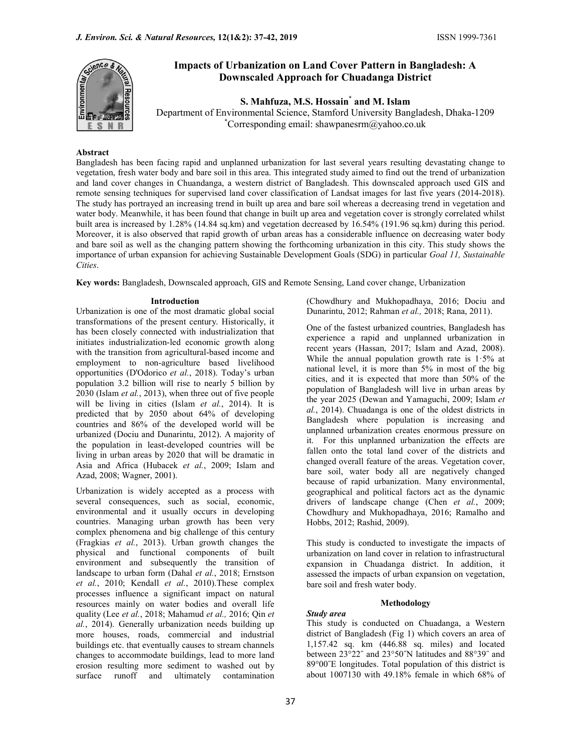# Impacts of Urbanization on Land Cover Pattern in Bangladesh: A Downscaled Approach for Chuadanga District

**S. Mahfuza, M.S. Hossain[*] and M. Islam**

Department of Environmental Science, Stamford University Bangladesh, Dhaka-1209

[*]Corresponding email: shawpanesrm@yahoo.co.uk

## Abstract

Bangladesh has been facing rapid and unplanned urbanization for last several years resulting devastating change to vegetation, fresh water body and bare soil in this area. This integrated study aimed to find out the trend of urbanization and land cover changes in Chuandanga, a western district of Bangladesh. This downscaled approach used GIS and remote sensing techniques for supervised land cover classification of Landsat images for last five years (2014-2018). The study has portrayed an increasing trend in built up area and bare soil whereas a decreasing trend in vegetation and water body. Meanwhile, it has been found that change in built up area and vegetation cover is strongly correlated whilst built area is increased by 1.28% (14.84 sq.km) and vegetation decreased by 16.54% (191.96 sq.km) during this period. Moreover, it is also observed that rapid growth of urban areas has a considerable influence on decreasing water body and bare soil as well as the changing pattern showing the forthcoming urbanization in this city. This study shows the importance of urban expansion for achieving Sustainable Development Goals (SDG) in particular *Goal 11, Sustainable Cities*.

**Key words:** Bangladesh, Downscaled approach, GIS and Remote Sensing, Land cover change, Urbanization

## Introduction

Urbanization is one of the most dramatic global social transformations of the present century. Historically, it has been closely connected with industrialization that initiates industrialization-led economic growth along with the transition from agricultural-based income and employment to non-agriculture based livelihood opportunities (D'Odorico *et al.*, 2018). Today's urban population 3.2 billion will rise to nearly 5 billion by 2030 (Islam *et al.*, 2013), when three out of five people will be living in cities (Islam *et al.*, 2014). It is predicted that by 2050 about 64% of developing countries and 86% of the developed world will be urbanized (Dociu and Dunarintu, 2012). A majority of the population in least-developed countries will be living in urban areas by 2020 that will be dramatic in Asia and Africa (Hubacek *et al.*, 2009; Islam and Azad, 2008; Wagner, 2001).

Urbanization is widely accepted as a process with several consequences, such as social, economic, environmental and it usually occurs in developing countries. Managing urban growth has been very complex phenomena and big challenge of this century (Fragkias *et al.*, 2013). Urban growth changes the physical and functional components of built environment and subsequently the transition of landscape to urban form (Dahal *et al.*, 2018; Ernstson *et al.*, 2010; Kendall *et al.*, 2010).These complex processes influence a significant impact on natural resources mainly on water bodies and overall life quality (Lee *et al.*, 2018; Mahamud *et al.,* 2016; Qin *et al.*, 2014). Generally urbanization needs building up more houses, roads, commercial and industrial buildings etc. that eventually causes to stream channels changes to accommodate buildings, lead to more land erosion resulting more sediment to washed out by surface runoff and ultimately contamination (Chowdhury and Mukhopadhaya, 2016; Dociu and Dunarintu, 2012; Rahman *et al.,* 2018; Rana, 2011).

One of the fastest urbanized countries, Bangladesh has experience a rapid and unplanned urbanization in recent years (Hassan, 2017; Islam and Azad, 2008). While the annual population growth rate is 1·5% at national level, it is more than 5% in most of the big cities, and it is expected that more than 50% of the population of Bangladesh will live in urban areas by the year 2025 (Dewan and Yamaguchi, 2009; Islam *et al.*, 2014). Chuadanga is one of the oldest districts in Bangladesh where population is increasing and unplanned urbanization creates enormous pressure on it. For this unplanned urbanization the effects are fallen onto the total land cover of the districts and changed overall feature of the areas. Vegetation cover, bare soil, water body all are negatively changed because of rapid urbanization. Many environmental, geographical and political factors act as the dynamic drivers of landscape change (Chen *et al.*, 2009; Chowdhury and Mukhopadhaya, 2016; Ramalho and Hobbs, 2012; Rashid, 2009).

This study is conducted to investigate the impacts of urbanization on land cover in relation to infrastructural expansion in Chuadanga district. In addition, it assessed the impacts of urban expansion on vegetation, bare soil and fresh water body.

## Methodology

### *Study area*

This study is conducted on Chuadanga, a Western district of Bangladesh (Fig 1) which covers an area of 1,157.42 sq. km (446.88 sq. miles) and located between 23°22′ and 23°50′N latitudes and 88°39′ and 89°00′E longitudes. Total population of this district is about 1007130 with 49.18% female in which 68% of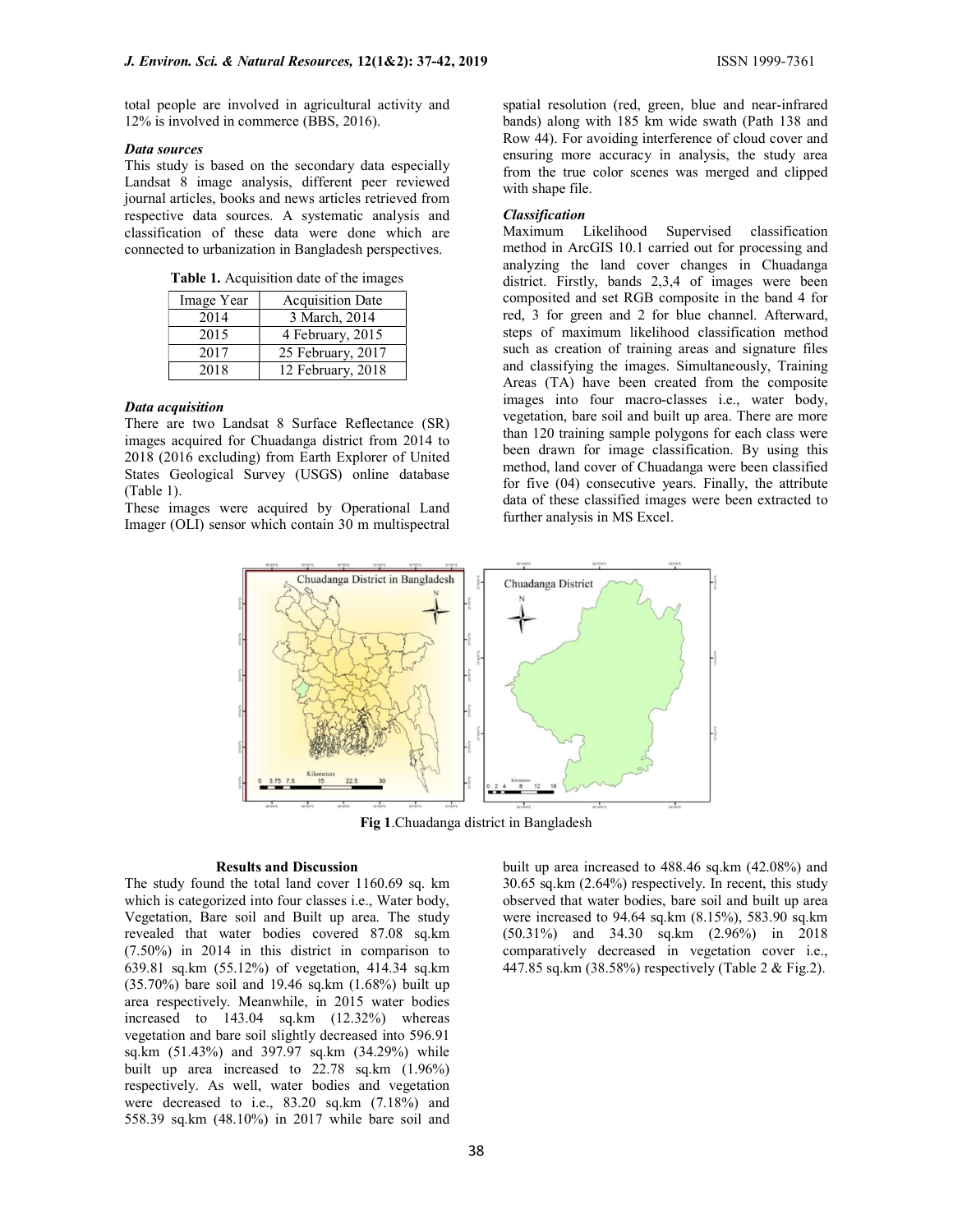total people are involved in agricultural activity and 12% is involved in commerce (BBS, 2016).

### *Data sources*

This study is based on the secondary data especially Landsat 8 image analysis, different peer reviewed journal articles, books and news articles retrieved from respective data sources. A systematic analysis and classification of these data were done which are connected to urbanization in Bangladesh perspectives.

**Table 1.** Acquisition date of the images

| Image Year | Acquisition Date |
|---|---|
| 2014 | 3 March, 2014 |
| 2015 | 4 February, 2015 |
| 2017 | 25 February, 2017 |
| 2018 | 12 February, 2018 |

### *Data acquisition*

There are two Landsat 8 Surface Reflectance (SR) images acquired for Chuadanga district from 2014 to 2018 (2016 excluding) from Earth Explorer of United States Geological Survey (USGS) online database (Table 1).

These images were acquired by Operational Land Imager (OLI) sensor which contain 30 m multispectral spatial resolution (red, green, blue and near-infrared bands) along with 185 km wide swath (Path 138 and Row 44). For avoiding interference of cloud cover and ensuring more accuracy in analysis, the study area from the true color scenes was merged and clipped with shape file.

### *Classification*

Maximum Likelihood Supervised classification method in ArcGIS 10.1 carried out for processing and analyzing the land cover changes in Chuadanga district. Firstly, bands 2,3,4 of images were been composited and set RGB composite in the band 4 for red, 3 for green and 2 for blue channel. Afterward, steps of maximum likelihood classification method such as creation of training areas and signature files and classifying the images. Simultaneously, Training Areas (TA) have been created from the composite images into four macro-classes i.e., water body, vegetation, bare soil and built up area. There are more than 120 training sample polygons for each class were been drawn for image classification. By using this method, land cover of Chuadanga were been classified for five (04) consecutive years. Finally, the attribute data of these classified images were been extracted to further analysis in MS Excel.

**Fig 1**.Chuadanga district in Bangladesh

## Results and Discussion

The study found the total land cover 1160.69 sq. km which is categorized into four classes i.e., Water body, Vegetation, Bare soil and Built up area. The study revealed that water bodies covered 87.08 sq.km (7.50%) in 2014 in this district in comparison to 639.81 sq.km (55.12%) of vegetation, 414.34 sq.km (35.70%) bare soil and 19.46 sq.km (1.68%) built up area respectively. Meanwhile, in 2015 water bodies increased to 143.04 sq.km (12.32%) whereas vegetation and bare soil slightly decreased into 596.91 sq.km (51.43%) and 397.97 sq.km (34.29%) while built up area increased to 22.78 sq.km (1.96%) respectively. As well, water bodies and vegetation were decreased to i.e., 83.20 sq.km (7.18%) and 558.39 sq.km (48.10%) in 2017 while bare soil and built up area increased to 488.46 sq.km (42.08%) and 30.65 sq.km (2.64%) respectively. In recent, this study observed that water bodies, bare soil and built up area were increased to 94.64 sq.km (8.15%), 583.90 sq.km (50.31%) and 34.30 sq.km (2.96%) in 2018 comparatively decreased in vegetation cover i.e., 447.85 sq.km (38.58%) respectively (Table 2 & Fig.2).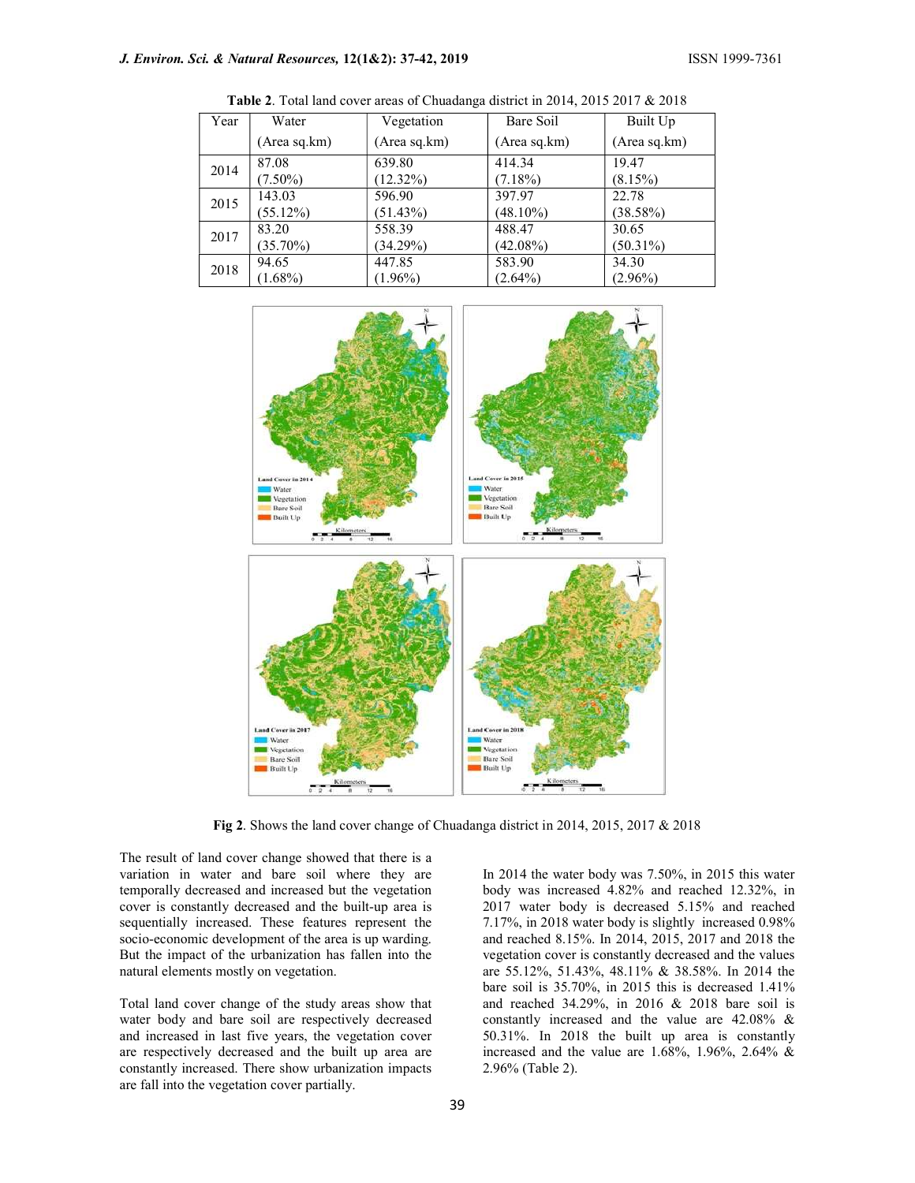**Table 2**. Total land cover areas of Chuadanga district in 2014, 2015 2017 & 2018

| Year | Water (Area sq.km) | Vegetation (Area sq.km) | Bare Soil (Area sq.km) | Built Up (Area sq.km) |
|---|---|---|---|---|
| 2014 | 87.08 (7.50%) | 639.80 (12.32%) | 414.34 (7.18%) | 19.47 (8.15%) |
| 2015 | 143.03 (55.12%) | 596.90 (51.43%) | 397.97 (48.10%) | 22.78 (38.58%) |
| 2017 | 83.20 (35.70%) | 558.39 (34.29%) | 488.47 (42.08%) | 30.65 (50.31%) |
| 2018 | 94.65 (1.68%) | 447.85 (1.96%) | 583.90 (2.64%) | 34.30 (2.96%) |

**Fig 2**. Shows the land cover change of Chuadanga district in 2014, 2015, 2017 & 2018

The result of land cover change showed that there is a variation in water and bare soil where they are temporally decreased and increased but the vegetation cover is constantly decreased and the built-up area is sequentially increased. These features represent the socio-economic development of the area is up warding. But the impact of the urbanization has fallen into the natural elements mostly on vegetation.

Total land cover change of the study areas show that water body and bare soil are respectively decreased and increased in last five years, the vegetation cover are respectively decreased and the built up area are constantly increased. There show urbanization impacts are fall into the vegetation cover partially.

In 2014 the water body was 7.50%, in 2015 this water body was increased 4.82% and reached 12.32%, in 2017 water body is decreased 5.15% and reached 7.17%, in 2018 water body is slightly increased 0.98% and reached 8.15%. In 2014, 2015, 2017 and 2018 the vegetation cover is constantly decreased and the values are 55.12%, 51.43%, 48.11% & 38.58%. In 2014 the bare soil is 35.70%, in 2015 this is decreased 1.41% and reached 34.29%, in 2016 & 2018 bare soil is constantly increased and the value are 42.08% & 50.31%. In 2018 the built up area is constantly increased and the value are 1.68%, 1.96%, 2.64% & 2.96% (Table 2).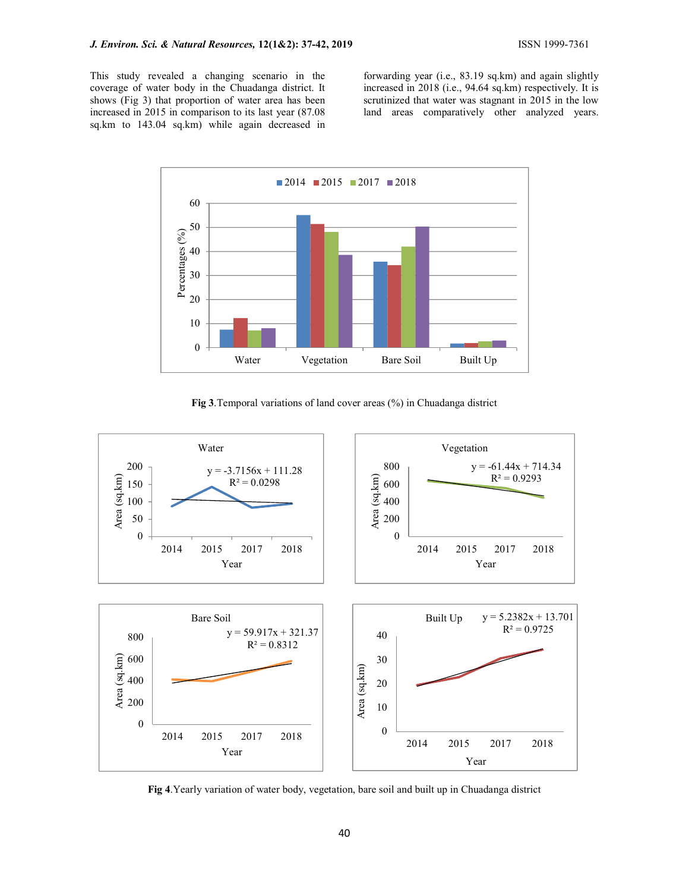This study revealed a changing scenario in the coverage of water body in the Chuadanga district. It shows (Fig 3) that proportion of water area has been increased in 2015 in comparison to its last year (87.08 sq.km to 143.04 sq.km) while again decreased in forwarding year (i.e., 83.19 sq.km) and again slightly increased in 2018 (i.e., 94.64 sq.km) respectively. It is scrutinized that water was stagnant in 2015 in the low land areas comparatively other analyzed years.

**Fig 3**.Temporal variations of land cover areas (%) in Chuadanga district

**Fig 4**.Yearly variation of water body, vegetation, bare soil and built up in Chuadanga district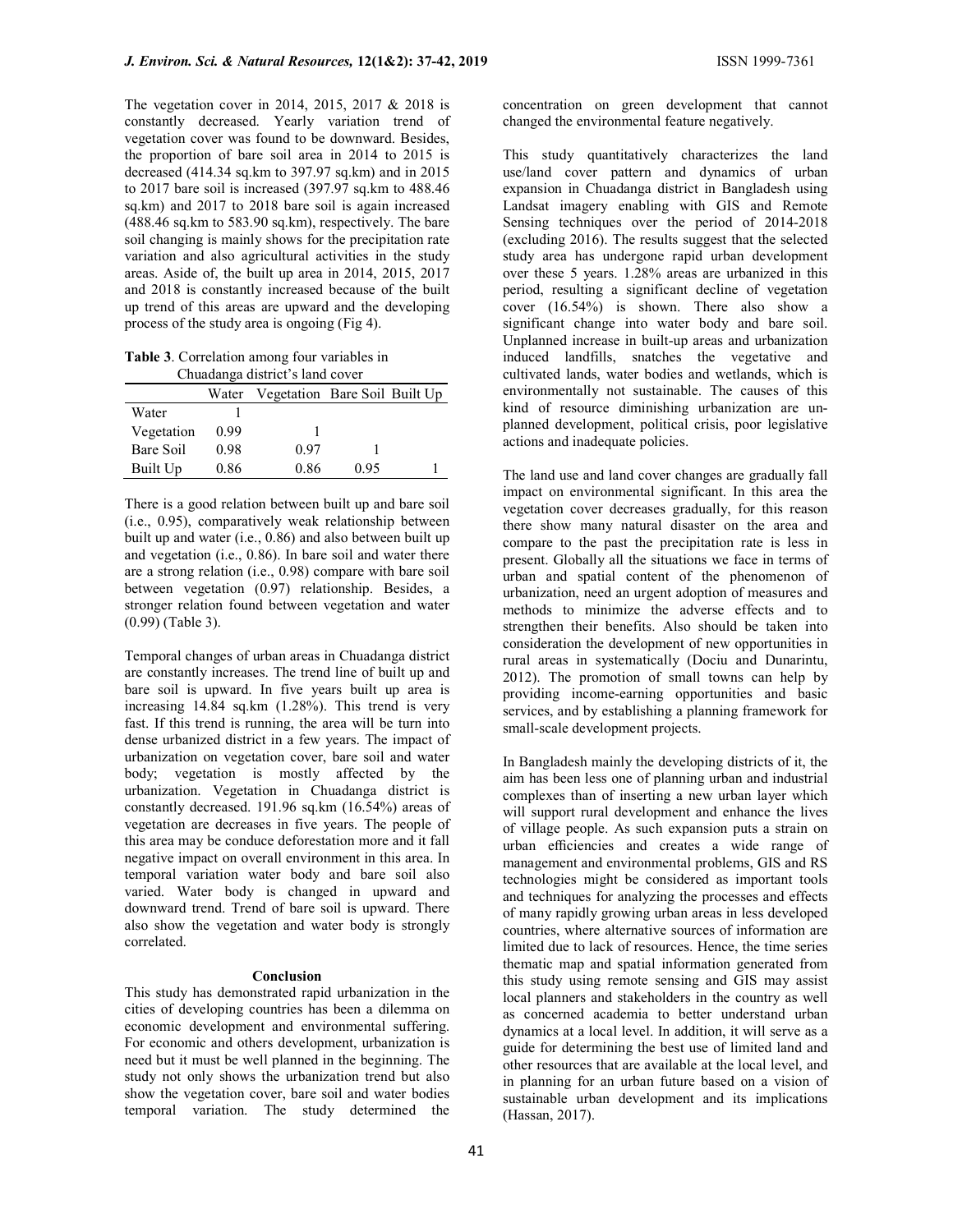The vegetation cover in 2014, 2015, 2017 & 2018 is constantly decreased. Yearly variation trend of vegetation cover was found to be downward. Besides, the proportion of bare soil area in 2014 to 2015 is decreased (414.34 sq.km to 397.97 sq.km) and in 2015 to 2017 bare soil is increased (397.97 sq.km to 488.46 sq.km) and 2017 to 2018 bare soil is again increased (488.46 sq.km to 583.90 sq.km), respectively. The bare soil changing is mainly shows for the precipitation rate variation and also agricultural activities in the study areas. Aside of, the built up area in 2014, 2015, 2017 and 2018 is constantly increased because of the built up trend of this areas are upward and the developing process of the study area is ongoing (Fig 4).

**Table 3**. Correlation among four variables in Chuadanga district's land cover

| | Water | Vegetation | Bare Soil | Built Up |
|---|---|---|---|---|
| Water | 1 | | | |
| Vegetation | 0.99 | 1 | | |
| Bare Soil | 0.98 | 0.97 | 1 | |
| Built Up | 0.86 | 0.86 | 0.95 | 1 |

There is a good relation between built up and bare soil (i.e., 0.95), comparatively weak relationship between built up and water (i.e., 0.86) and also between built up and vegetation (i.e., 0.86). In bare soil and water there are a strong relation (i.e., 0.98) compare with bare soil between vegetation (0.97) relationship. Besides, a stronger relation found between vegetation and water (0.99) (Table 3).

Temporal changes of urban areas in Chuadanga district are constantly increases. The trend line of built up and bare soil is upward. In five years built up area is increasing 14.84 sq.km (1.28%). This trend is very fast. If this trend is running, the area will be turn into dense urbanized district in a few years. The impact of urbanization on vegetation cover, bare soil and water body; vegetation is mostly affected by the urbanization. Vegetation in Chuadanga district is constantly decreased. 191.96 sq.km (16.54%) areas of vegetation are decreases in five years. The people of this area may be conduce deforestation more and it fall negative impact on overall environment in this area. In temporal variation water body and bare soil also varied. Water body is changed in upward and downward trend. Trend of bare soil is upward. There also show the vegetation and water body is strongly correlated.

## Conclusion

This study has demonstrated rapid urbanization in the cities of developing countries has been a dilemma on economic development and environmental suffering. For economic and others development, urbanization is need but it must be well planned in the beginning. The study not only shows the urbanization trend but also show the vegetation cover, bare soil and water bodies temporal variation. The study determined the concentration on green development that cannot changed the environmental feature negatively.

This study quantitatively characterizes the land use/land cover pattern and dynamics of urban expansion in Chuadanga district in Bangladesh using Landsat imagery enabling with GIS and Remote Sensing techniques over the period of 2014-2018 (excluding 2016). The results suggest that the selected study area has undergone rapid urban development over these 5 years. 1.28% areas are urbanized in this period, resulting a significant decline of vegetation cover (16.54%) is shown. There also show a significant change into water body and bare soil. Unplanned increase in built-up areas and urbanization induced landfills, snatches the vegetative and cultivated lands, water bodies and wetlands, which is environmentally not sustainable. The causes of this kind of resource diminishing urbanization are un-planned development, political crisis, poor legislative actions and inadequate policies.

The land use and land cover changes are gradually fall impact on environmental significant. In this area the vegetation cover decreases gradually, for this reason there show many natural disaster on the area and compare to the past the precipitation rate is less in present. Globally all the situations we face in terms of urban and spatial content of the phenomenon of urbanization, need an urgent adoption of measures and methods to minimize the adverse effects and to strengthen their benefits. Also should be taken into consideration the development of new opportunities in rural areas in systematically (Dociu and Dunarintu, 2012). The promotion of small towns can help by providing income-earning opportunities and basic services, and by establishing a planning framework for small-scale development projects.

In Bangladesh mainly the developing districts of it, the aim has been less one of planning urban and industrial complexes than of inserting a new urban layer which will support rural development and enhance the lives of village people. As such expansion puts a strain on urban efficiencies and creates a wide range of management and environmental problems, GIS and RS technologies might be considered as important tools and techniques for analyzing the processes and effects of many rapidly growing urban areas in less developed countries, where alternative sources of information are limited due to lack of resources. Hence, the time series thematic map and spatial information generated from this study using remote sensing and GIS may assist local planners and stakeholders in the country as well as concerned academia to better understand urban dynamics at a local level. In addition, it will serve as a guide for determining the best use of limited land and other resources that are available at the local level, and in planning for an urban future based on a vision of sustainable urban development and its implications (Hassan, 2017).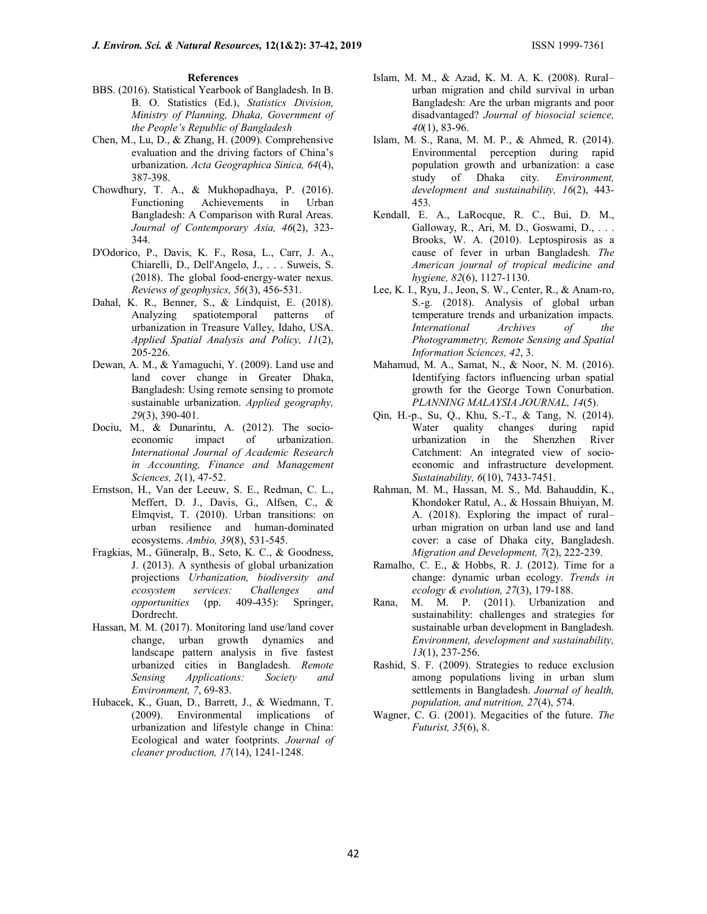#### References

BBS. (2016). Statistical Yearbook of Bangladesh. In B. B. O. Statistics (Ed.), *Statistics Division, Ministry of Planning, Dhaka, Government of the People's Republic of Bangladesh*

Chen, M., Lu, D., & Zhang, H. (2009). Comprehensive evaluation and the driving factors of China's urbanization. *Acta Geographica Sinica, 64*(4), 387-398.

Chowdhury, T. A., & Mukhopadhaya, P. (2016). Functioning Achievements in Urban Bangladesh: A Comparison with Rural Areas. *Journal of Contemporary Asia, 46*(2), 323-344.

D'Odorico, P., Davis, K. F., Rosa, L., Carr, J. A., Chiarelli, D., Dell'Angelo, J., . . . Suweis, S. (2018). The global food-energy-water nexus. *Reviews of geophysics, 56*(3), 456-531.

Dahal, K. R., Benner, S., & Lindquist, E. (2018). Analyzing spatiotemporal patterns of urbanization in Treasure Valley, Idaho, USA. *Applied Spatial Analysis and Policy, 11*(2), 205-226.

Dewan, A. M., & Yamaguchi, Y. (2009). Land use and land cover change in Greater Dhaka, Bangladesh: Using remote sensing to promote sustainable urbanization. *Applied geography, 29*(3), 390-401.

Dociu, M., & Dunarintu, A. (2012). The socio-economic impact of urbanization. *International Journal of Academic Research in Accounting, Finance and Management Sciences, 2*(1), 47-52.

Ernstson, H., Van der Leeuw, S. E., Redman, C. L., Meffert, D. J., Davis, G., Alfsen, C., & Elmqvist, T. (2010). Urban transitions: on urban resilience and human-dominated ecosystems. *Ambio, 39*(8), 531-545.

Fragkias, M., Güneralp, B., Seto, K. C., & Goodness, J. (2013). A synthesis of global urbanization projections *Urbanization, biodiversity and ecosystem services: Challenges and opportunities* (pp. 409-435): Springer, Dordrecht.

Hassan, M. M. (2017). Monitoring land use/land cover change, urban growth dynamics and landscape pattern analysis in five fastest urbanized cities in Bangladesh. *Remote Sensing Applications: Society and Environment, 7*, 69-83.

Hubacek, K., Guan, D., Barrett, J., & Wiedmann, T. (2009). Environmental implications of urbanization and lifestyle change in China: Ecological and water footprints. *Journal of cleaner production, 17*(14), 1241-1248.

Islam, M. M., & Azad, K. M. A. K. (2008). Rural–urban migration and child survival in urban Bangladesh: Are the urban migrants and poor disadvantaged? *Journal of biosocial science, 40*(1), 83-96.

Islam, M. S., Rana, M. M. P., & Ahmed, R. (2014). Environmental perception during rapid population growth and urbanization: a case study of Dhaka city. *Environment, development and sustainability, 16*(2), 443-453.

Kendall, E. A., LaRocque, R. C., Bui, D. M., Galloway, R., Ari, M. D., Goswami, D., . . . Brooks, W. A. (2010). Leptospirosis as a cause of fever in urban Bangladesh. *The American journal of tropical medicine and hygiene, 82*(6), 1127-1130.

Lee, K. I., Ryu, J., Jeon, S. W., Center, R., & Anam-ro, S.-g. (2018). Analysis of global urban temperature trends and urbanization impacts. *International Archives of the Photogrammetry, Remote Sensing and Spatial Information Sciences, 42*, 3.

Mahamud, M. A., Samat, N., & Noor, N. M. (2016). Identifying factors influencing urban spatial growth for the George Town Conurbation. *PLANNING MALAYSIA JOURNAL, 14*(5).

Qin, H.-p., Su, Q., Khu, S.-T., & Tang, N. (2014). Water quality changes during rapid urbanization in the Shenzhen River Catchment: An integrated view of socio-economic and infrastructure development. *Sustainability, 6*(10), 7433-7451.

Rahman, M. M., Hassan, M. S., Md. Bahauddin, K., Khondoker Ratul, A., & Hossain Bhuiyan, M. A. (2018). Exploring the impact of rural–urban migration on urban land use and land cover: a case of Dhaka city, Bangladesh. *Migration and Development, 7*(2), 222-239.

Ramalho, C. E., & Hobbs, R. J. (2012). Time for a change: dynamic urban ecology. *Trends in ecology & evolution, 27*(3), 179-188.

Rana, M. M. P. (2011). Urbanization and sustainability: challenges and strategies for sustainable urban development in Bangladesh. *Environment, development and sustainability, 13*(1), 237-256.

Rashid, S. F. (2009). Strategies to reduce exclusion among populations living in urban slum settlements in Bangladesh. *Journal of health, population, and nutrition, 27*(4), 574.

Wagner, C. G. (2001). Megacities of the future. *The Futurist, 35*(6), 8.